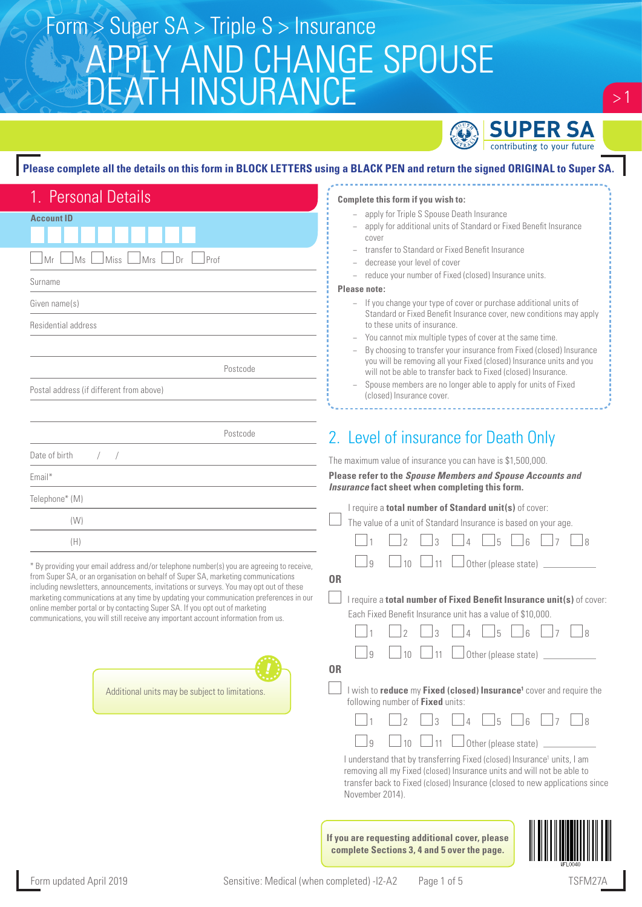Form > Super SA > Triple S > Insurance

# APPLY AND CHANGE SPOUSE DEATH INSURANCE

SUPER SA
contributing to your future

**Please complete all the details on this form in BLOCK LETTERS using a BLACK PEN and return the signed ORIGINAL to Super SA.**

## 1. Personal Details

**Account ID**

☐ Mr ☐ Ms ☐ Miss ☐ Mrs ☐ Dr ☐ Prof

Surname

Given name(s)

Residential address

Postcode

Postal address (if different from above)

Postcode

Date of birth / /

Email*

Telephone* (M)

(W)

(H)

* By providing your email address and/or telephone number(s) you are agreeing to receive, from Super SA, or an organisation on behalf of Super SA, marketing communications including newsletters, announcements, invitations or surveys. You may opt out of these marketing communications at any time by updating your communication preferences in our online member portal or by contacting Super SA. If you opt out of marketing communications, you will still receive any important account information from us.

Additional units may be subject to limitations.

**Complete this form if you wish to:**

- apply for Triple S Spouse Death Insurance
- apply for additional units of Standard or Fixed Benefit Insurance cover
- transfer to Standard or Fixed Benefit Insurance
- decrease your level of cover
- reduce your number of Fixed (closed) Insurance units.

**Please note:**

- If you change your type of cover or purchase additional units of Standard or Fixed Benefit Insurance cover, new conditions may apply to these units of insurance.
- You cannot mix multiple types of cover at the same time.
- By choosing to transfer your insurance from Fixed (closed) Insurance you will be removing all your Fixed (closed) Insurance units and you will not be able to transfer back to Fixed (closed) Insurance.
- Spouse members are no longer able to apply for units of Fixed (closed) Insurance cover.

## 2. Level of insurance for Death Only

The maximum value of insurance you can have is $1,500,000.

**Please refer to the *Spouse Members and Spouse Accounts and Insurance* fact sheet when completing this form.**

☐ I require a **total number of Standard unit(s)** of cover:
The value of a unit of Standard Insurance is based on your age.

☐ 1 ☐ 2 ☐ 3 ☐ 4 ☐ 5 ☐ 6 ☐ 7 ☐ 8
☐ 9 ☐ 10 ☐ 11 ☐ Other (please state) __________

**OR**

☐ I require a **total number of Fixed Benefit Insurance unit(s)** of cover:
Each Fixed Benefit Insurance unit has a value of $10,000.

☐ 1 ☐ 2 ☐ 3 ☐ 4 ☐ 5 ☐ 6 ☐ 7 ☐ 8
☐ 9 ☐ 10 ☐ 11 ☐ Other (please state) __________

**OR**

☐ I wish to **reduce** my **Fixed (closed) Insurance**[1] cover and require the following number of **Fixed** units:

☐ 1 ☐ 2 ☐ 3 ☐ 4 ☐ 5 ☐ 6 ☐ 7 ☐ 8
☐ 9 ☐ 10 ☐ 11 ☐ Other (please state) __________

I understand that by transferring Fixed (closed) Insurance[1] units, I am removing all my Fixed (closed) Insurance units and will not be able to transfer back to Fixed (closed) Insurance (closed to new applications since November 2014).

**If you are requesting additional cover, please complete Sections 3, 4 and 5 over the page.**

Form updated April 2019 Sensitive: Medical (when completed) -I2-A2 TSFM27A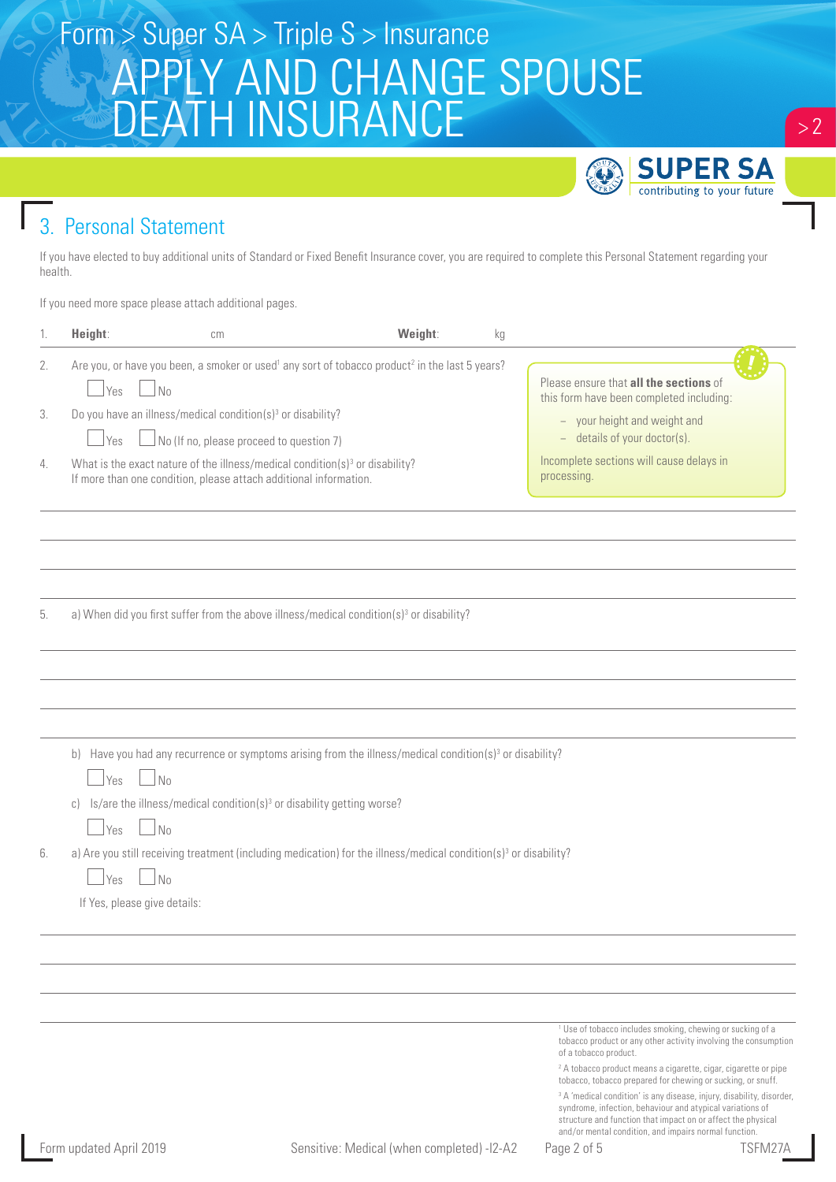# 3. Personal Statement

If you have elected to buy additional units of Standard or Fixed Benefit Insurance cover, you are required to complete this Personal Statement regarding your health.

If you need more space please attach additional pages.

1. **Height**: cm **Weight**: kg

2. Are you, or have you been, a smoker or used[1] any sort of tobacco product[2] in the last 5 years?

   ☐ Yes ☐ No

3. Do you have an illness/medical condition(s)[3] or disability?

   ☐ Yes ☐ No (If no, please proceed to question 7)

4. What is the exact nature of the illness/medical condition(s)[3] or disability?
   If more than one condition, please attach additional information.

> Please ensure that **all the sections** of this form have been completed including:
> - your height and weight and
> - details of your doctor(s).
>
> Incomplete sections will cause delays in processing.

5. a) When did you first suffer from the above illness/medical condition(s)[3] or disability?

   b) Have you had any recurrence or symptoms arising from the illness/medical condition(s)[3] or disability?

   ☐ Yes ☐ No

   c) Is/are the illness/medical condition(s)[3] or disability getting worse?

   ☐ Yes ☐ No

6. a) Are you still receiving treatment (including medication) for the illness/medical condition(s)[3] or disability?

   ☐ Yes ☐ No

   If Yes, please give details:

[1] Use of tobacco includes smoking, chewing or sucking of a tobacco product or any other activity involving the consumption of a tobacco product.

[2] A tobacco product means a cigarette, cigar, cigarette or pipe tobacco, tobacco prepared for chewing or sucking, or snuff.

[3] A 'medical condition' is any disease, injury, disability, disorder, syndrome, infection, behaviour and atypical variations of structure and function that impact on or affect the physical and/or mental condition, and impairs normal function.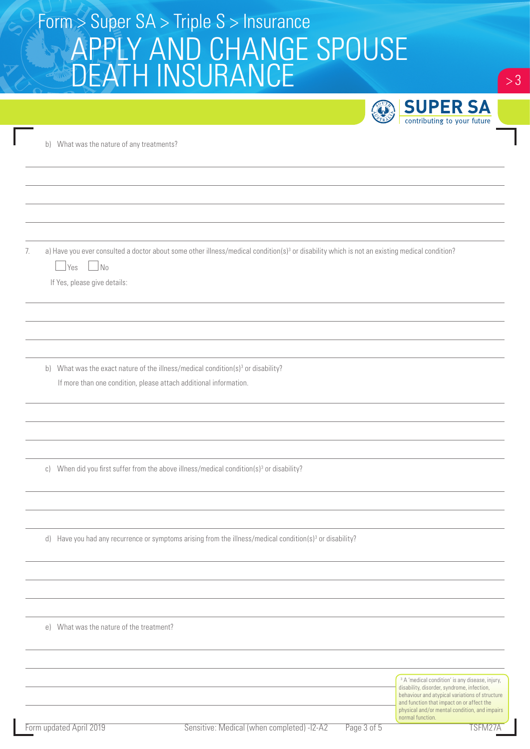b) What was the nature of any treatments?

7. a) Have you ever consulted a doctor about some other illness/medical condition(s)[3] or disability which is not an existing medical condition?

☐ Yes ☐ No

If Yes, please give details:

b) What was the exact nature of the illness/medical condition(s)[3] or disability?

If more than one condition, please attach additional information.

c) When did you first suffer from the above illness/medical condition(s)[3] or disability?

d) Have you had any recurrence or symptoms arising from the illness/medical condition(s)[3] or disability?

e) What was the nature of the treatment?

[3] A 'medical condition' is any disease, injury, disability, disorder, syndrome, infection, behaviour and atypical variations of structure and function that impact on or affect the physical and/or mental condition, and impairs normal function.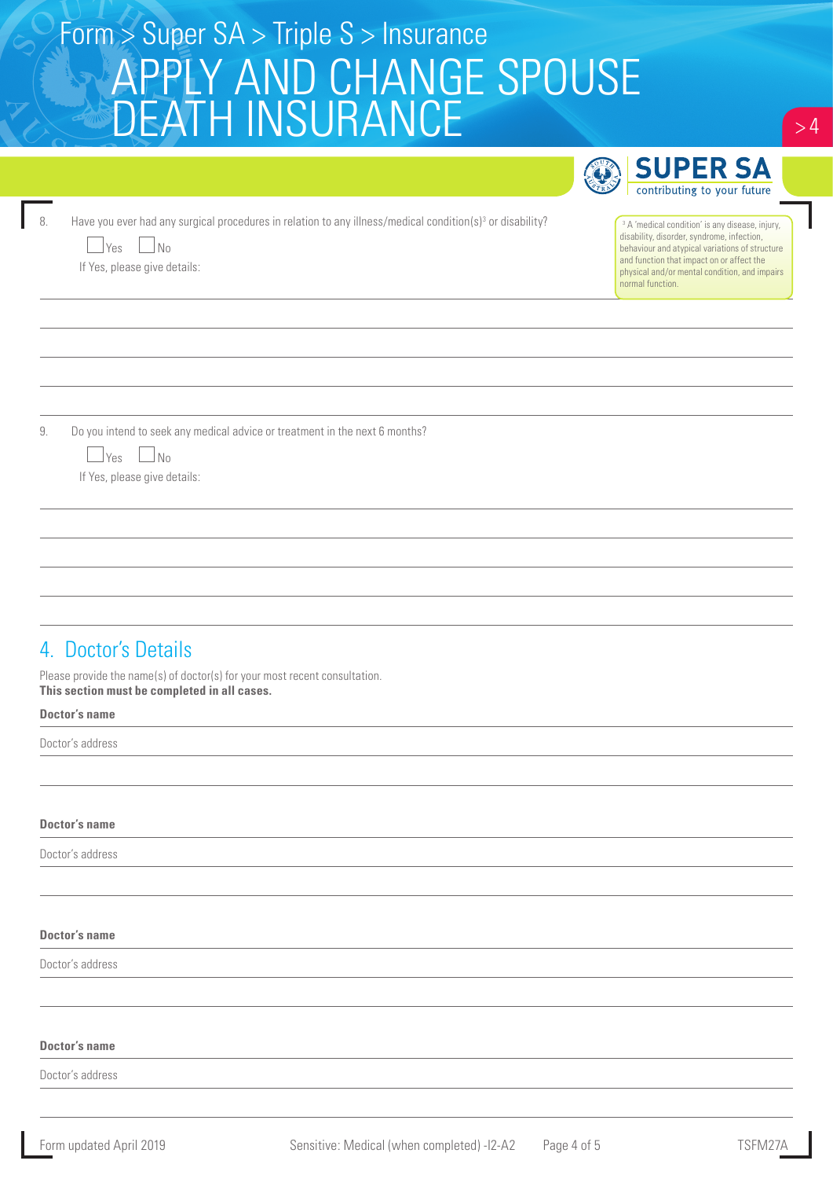8. Have you ever had any surgical procedures in relation to any illness/medical condition(s)[3] or disability?

☐ Yes ☐ No

If Yes, please give details:

[3] A 'medical condition' is any disease, injury, disability, disorder, syndrome, infection, behaviour and atypical variations of structure and function that impact on or affect the physical and/or mental condition, and impairs normal function.

9. Do you intend to seek any medical advice or treatment in the next 6 months?

☐ Yes ☐ No

If Yes, please give details:

## 4. Doctor's Details

Please provide the name(s) of doctor(s) for your most recent consultation.
**This section must be completed in all cases.**

**Doctor's name**

Doctor's address

**Doctor's name**

Doctor's address

**Doctor's name**

Doctor's address

**Doctor's name**

Doctor's address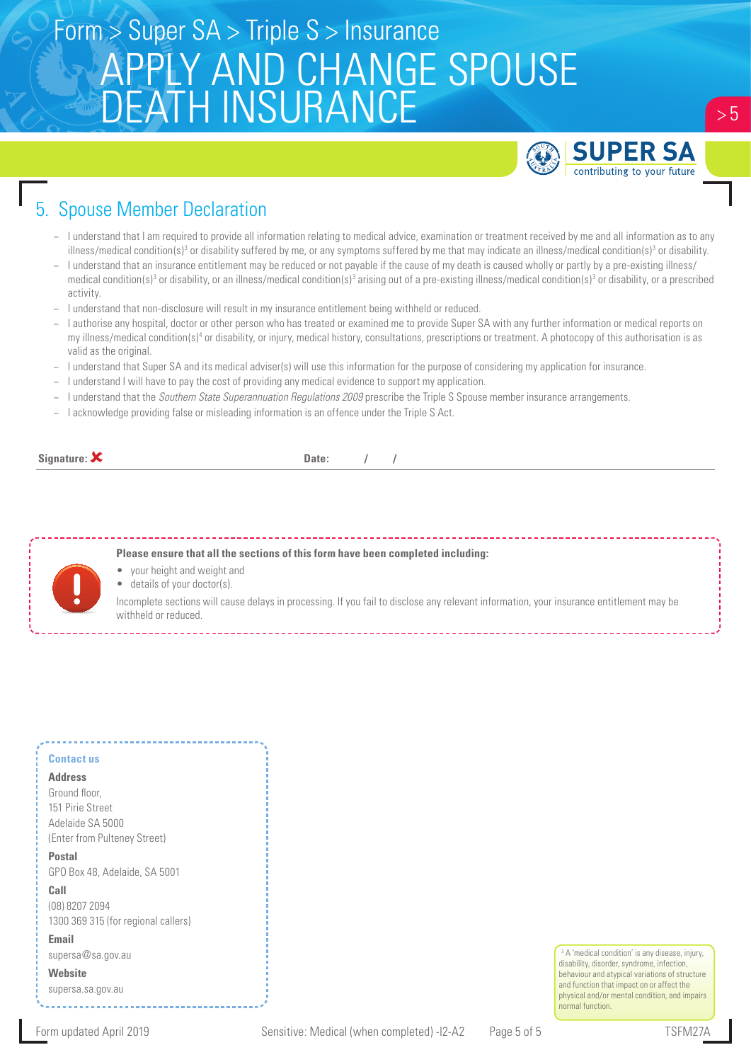# Form > Super SA > Triple S > Insurance
# APPLY AND CHANGE SPOUSE DEATH INSURANCE

## 5. Spouse Member Declaration

- I understand that I am required to provide all information relating to medical advice, examination or treatment received by me and all information as to any illness/medical condition(s)[3] or disability suffered by me, or any symptoms suffered by me that may indicate an illness/medical condition(s)[3] or disability.
- I understand that an insurance entitlement may be reduced or not payable if the cause of my death is caused wholly or partly by a pre-existing illness/medical condition(s)[3] or disability, or an illness/medical condition(s)[3] arising out of a pre-existing illness/medical condition(s)[3] or disability, or a prescribed activity.
- I understand that non-disclosure will result in my insurance entitlement being withheld or reduced.
- I authorise any hospital, doctor or other person who has treated or examined me to provide Super SA with any further information or medical reports on my illness/medical condition(s)[4] or disability, or injury, medical history, consultations, prescriptions or treatment. A photocopy of this authorisation is as valid as the original.
- I understand that Super SA and its medical adviser(s) will use this information for the purpose of considering my application for insurance.
- I understand I will have to pay the cost of providing any medical evidence to support my application.
- I understand that the *Southern State Superannuation Regulations 2009* prescribe the Triple S Spouse member insurance arrangements.
- I acknowledge providing false or misleading information is an offence under the Triple S Act.

**Signature:** ✘ **Date:** / /

**Please ensure that all the sections of this form have been completed including:**

- your height and weight and
- details of your doctor(s).

Incomplete sections will cause delays in processing. If you fail to disclose any relevant information, your insurance entitlement may be withheld or reduced.

**Contact us**

**Address**
Ground floor,
151 Pirie Street
Adelaide SA 5000
(Enter from Pulteney Street)

**Postal**
GPO Box 48, Adelaide, SA 5001

**Call**
(08) 8207 2094
1300 369 315 (for regional callers)

**Email**
supersa@sa.gov.au

**Website**
supersa.sa.gov.au

[3] A 'medical condition' is any disease, injury, disability, disorder, syndrome, infection, behaviour and atypical variations of structure and function that impact on or affect the physical and/or mental condition, and impairs normal function.

Form updated April 2019 Sensitive: Medical (when completed) -I2-A2 TSFM27A